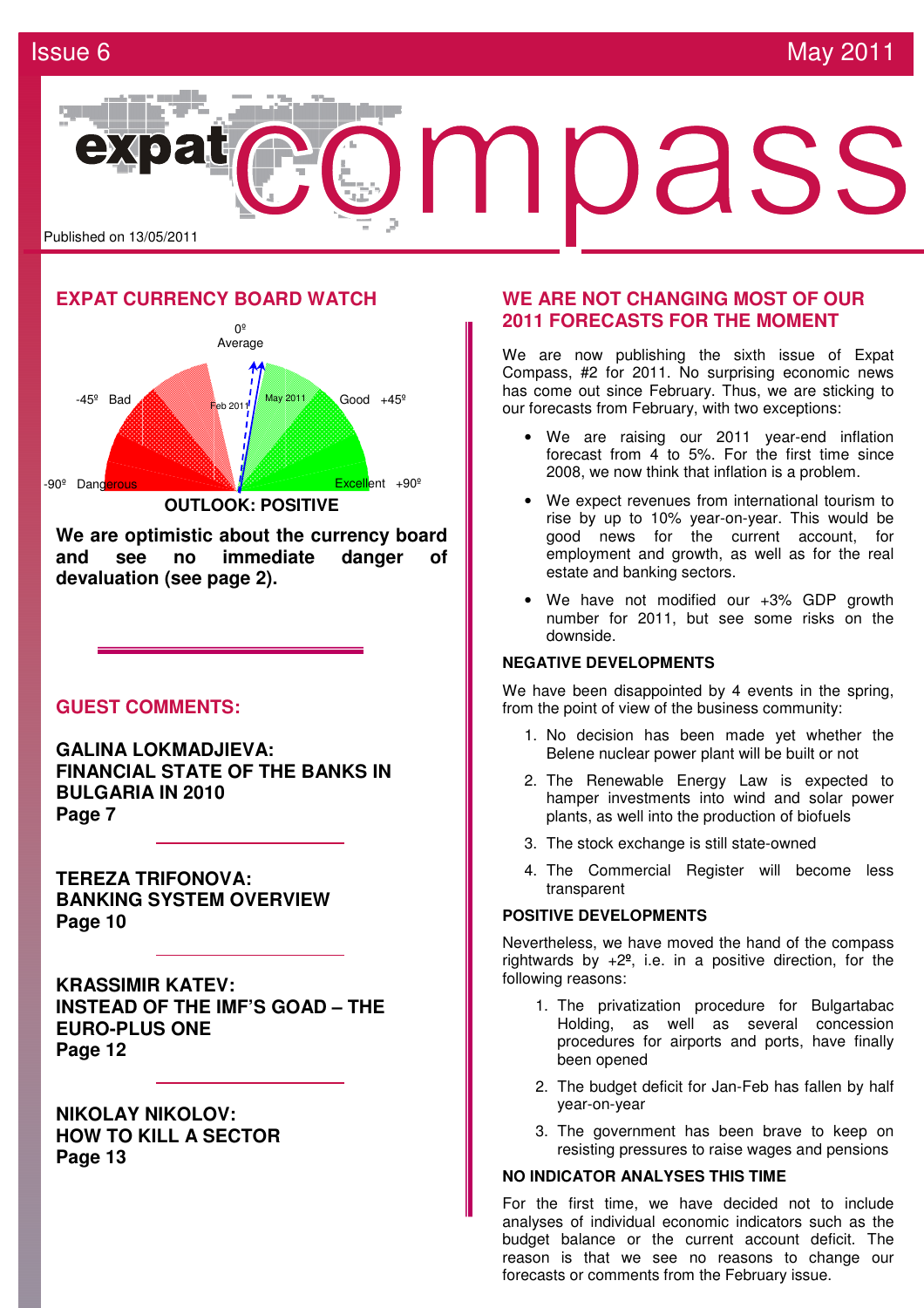Issue 6 | May 2011

# expat compass

Published on 13/05/2011

## EXPAT CURRENCY BOARD WATCH

0º Average

-45º Bad | Good +45º

-90º Dangerous | Excellent +90º

Feb 2011 | May 2011

**OUTLOOK: POSITIVE**

**We are optimistic about the currency board and see no immediate danger of devaluation (see page 2).**

## GUEST COMMENTS:

**GALINA LOKMADJIEVA: FINANCIAL STATE OF THE BANKS IN BULGARIA IN 2010**
**Page 7**

**TEREZA TRIFONOVA: BANKING SYSTEM OVERVIEW**
**Page 10**

**KRASSIMIR KATEV: INSTEAD OF THE IMF'S GOAD – THE EURO-PLUS ONE**
**Page 12**

**NIKOLAY NIKOLOV: HOW TO KILL A SECTOR**
**Page 13**

## WE ARE NOT CHANGING MOST OF OUR 2011 FORECASTS FOR THE MOMENT

We are now publishing the sixth issue of Expat Compass, #2 for 2011. No surprising economic news has come out since February. Thus, we are sticking to our forecasts from February, with two exceptions:

- We are raising our 2011 year-end inflation forecast from 4 to 5%. For the first time since 2008, we now think that inflation is a problem.
- We expect revenues from international tourism to rise by up to 10% year-on-year. This would be good news for the current account, for employment and growth, as well as for the real estate and banking sectors.
- We have not modified our +3% GDP growth number for 2011, but see some risks on the downside.

### NEGATIVE DEVELOPMENTS

We have been disappointed by 4 events in the spring, from the point of view of the business community:

1. No decision has been made yet whether the Belene nuclear power plant will be built or not
2. The Renewable Energy Law is expected to hamper investments into wind and solar power plants, as well into the production of biofuels
3. The stock exchange is still state-owned
4. The Commercial Register will become less transparent

### POSITIVE DEVELOPMENTS

Nevertheless, we have moved the hand of the compass rightwards by +2º, i.e. in a positive direction, for the following reasons:

1. The privatization procedure for Bulgartabac Holding, as well as several concession procedures for airports and ports, have finally been opened
2. The budget deficit for Jan-Feb has fallen by half year-on-year
3. The government has been brave to keep on resisting pressures to raise wages and pensions

### NO INDICATOR ANALYSES THIS TIME

For the first time, we have decided not to include analyses of individual economic indicators such as the budget balance or the current account deficit. The reason is that we see no reasons to change our forecasts or comments from the February issue.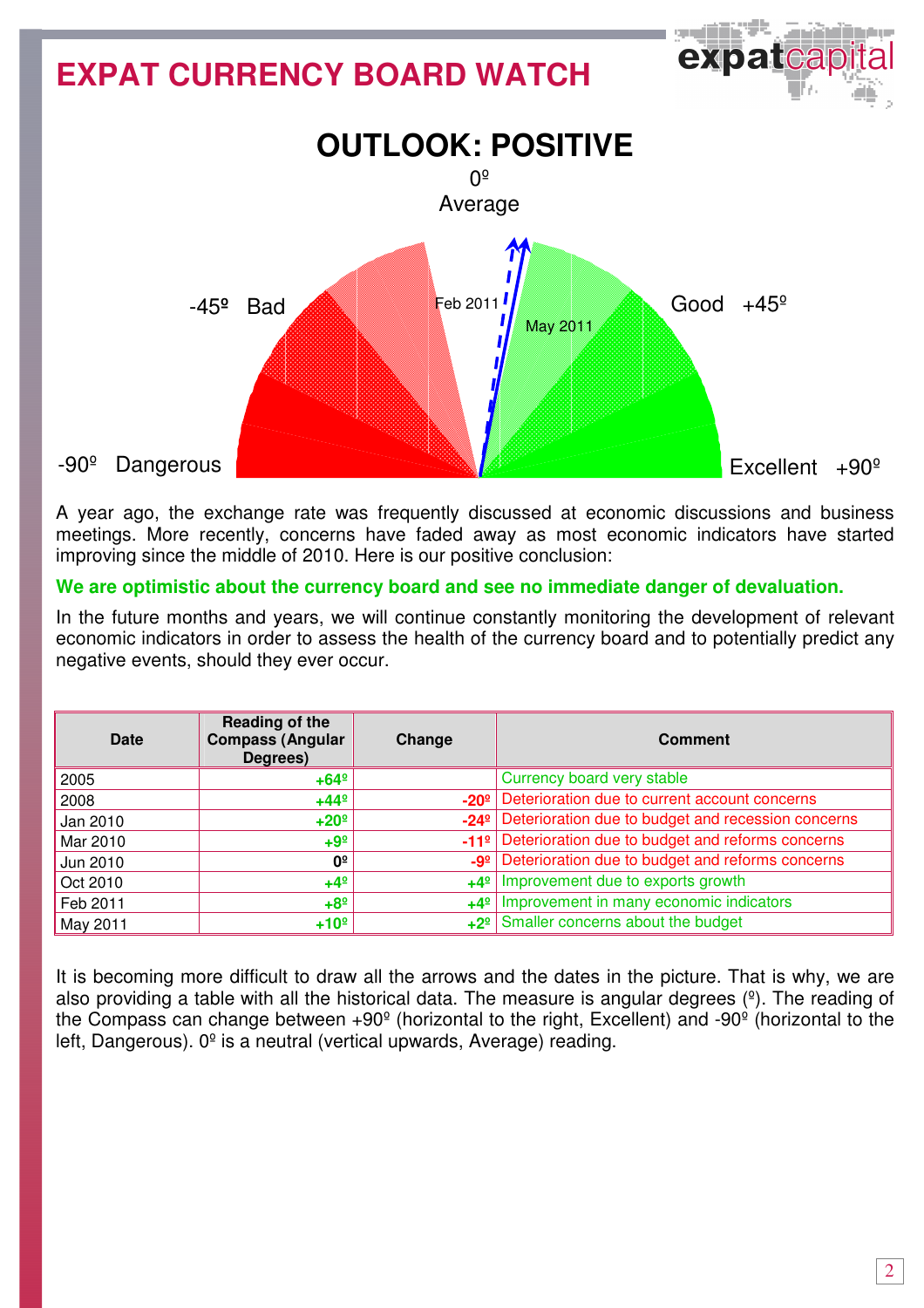# EXPAT CURRENCY BOARD WATCH

## OUTLOOK: POSITIVE

0º
Average

-45º Bad

Good +45º

-90º Dangerous

Excellent +90º

Feb 2011

May 2011

A year ago, the exchange rate was frequently discussed at economic discussions and business meetings. More recently, concerns have faded away as most economic indicators have started improving since the middle of 2010. Here is our positive conclusion:

**We are optimistic about the currency board and see no immediate danger of devaluation.**

In the future months and years, we will continue constantly monitoring the development of relevant economic indicators in order to assess the health of the currency board and to potentially predict any negative events, should they ever occur.

| Date | Reading of the Compass (Angular Degrees) | Change | Comment |
|---|---|---|---|
| 2005 | +64º | | Currency board very stable |
| 2008 | +44º | -20º | Deterioration due to current account concerns |
| Jan 2010 | +20º | -24º | Deterioration due to budget and recession concerns |
| Mar 2010 | +9º | -11º | Deterioration due to budget and reforms concerns |
| Jun 2010 | 0º | -9º | Deterioration due to budget and reforms concerns |
| Oct 2010 | +4º | +4º | Improvement due to exports growth |
| Feb 2011 | +8º | +4º | Improvement in many economic indicators |
| May 2011 | +10º | +2º | Smaller concerns about the budget |

It is becoming more difficult to draw all the arrows and the dates in the picture. That is why, we are also providing a table with all the historical data. The measure is angular degrees (º). The reading of the Compass can change between +90º (horizontal to the right, Excellent) and -90º (horizontal to the left, Dangerous). 0º is a neutral (vertical upwards, Average) reading.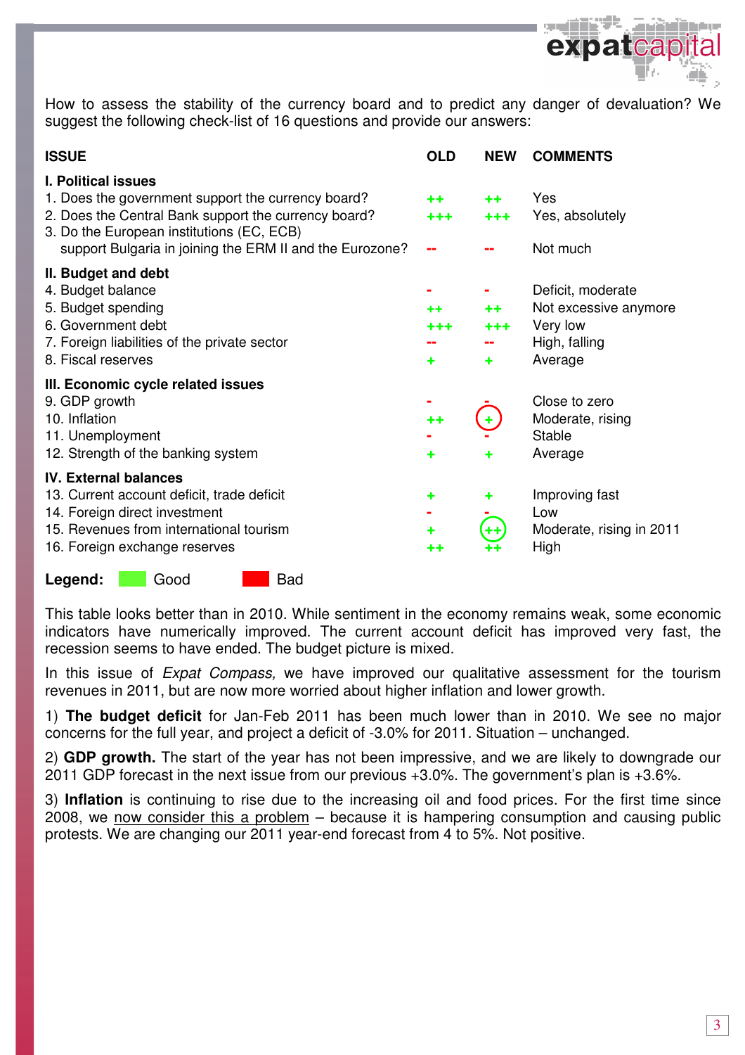How to assess the stability of the currency board and to predict any danger of devaluation? We suggest the following check-list of 16 questions and provide our answers:

| ISSUE | OLD | NEW | COMMENTS |
|---|---|---|---|
| **I. Political issues** | | | |
| 1. Does the government support the currency board? | ++ | ++ | Yes |
| 2. Does the Central Bank support the currency board? | +++ | +++ | Yes, absolutely |
| 3. Do the European institutions (EC, ECB) support Bulgaria in joining the ERM II and the Eurozone? | -- | -- | Not much |
| **II. Budget and debt** | | | |
| 4. Budget balance | - | - | Deficit, moderate |
| 5. Budget spending | ++ | ++ | Not excessive anymore |
| 6. Government debt | +++ | +++ | Very low |
| 7. Foreign liabilities of the private sector | -- | -- | High, falling |
| 8. Fiscal reserves | + | + | Average |
| **III. Economic cycle related issues** | | | |
| 9. GDP growth | - | - | Close to zero |
| 10. Inflation | ++ | + | Moderate, rising |
| 11. Unemployment | - | - | Stable |
| 12. Strength of the banking system | + | + | Average |
| **IV. External balances** | | | |
| 13. Current account deficit, trade deficit | + | + | Improving fast |
| 14. Foreign direct investment | - | - | Low |
| 15. Revenues from international tourism | + | ++ | Moderate, rising in 2011 |
| 16. Foreign exchange reserves | ++ | ++ | High |

**Legend:** Good Bad

This table looks better than in 2010. While sentiment in the economy remains weak, some economic indicators have numerically improved. The current account deficit has improved very fast, the recession seems to have ended. The budget picture is mixed.

In this issue of *Expat Compass,* we have improved our qualitative assessment for the tourism revenues in 2011, but are now more worried about higher inflation and lower growth.

1) **The budget deficit** for Jan-Feb 2011 has been much lower than in 2010. We see no major concerns for the full year, and project a deficit of -3.0% for 2011. Situation – unchanged.

2) **GDP growth.** The start of the year has not been impressive, and we are likely to downgrade our 2011 GDP forecast in the next issue from our previous +3.0%. The government's plan is +3.6%.

3) **Inflation** is continuing to rise due to the increasing oil and food prices. For the first time since 2008, we now consider this a problem – because it is hampering consumption and causing public protests. We are changing our 2011 year-end forecast from 4 to 5%. Not positive.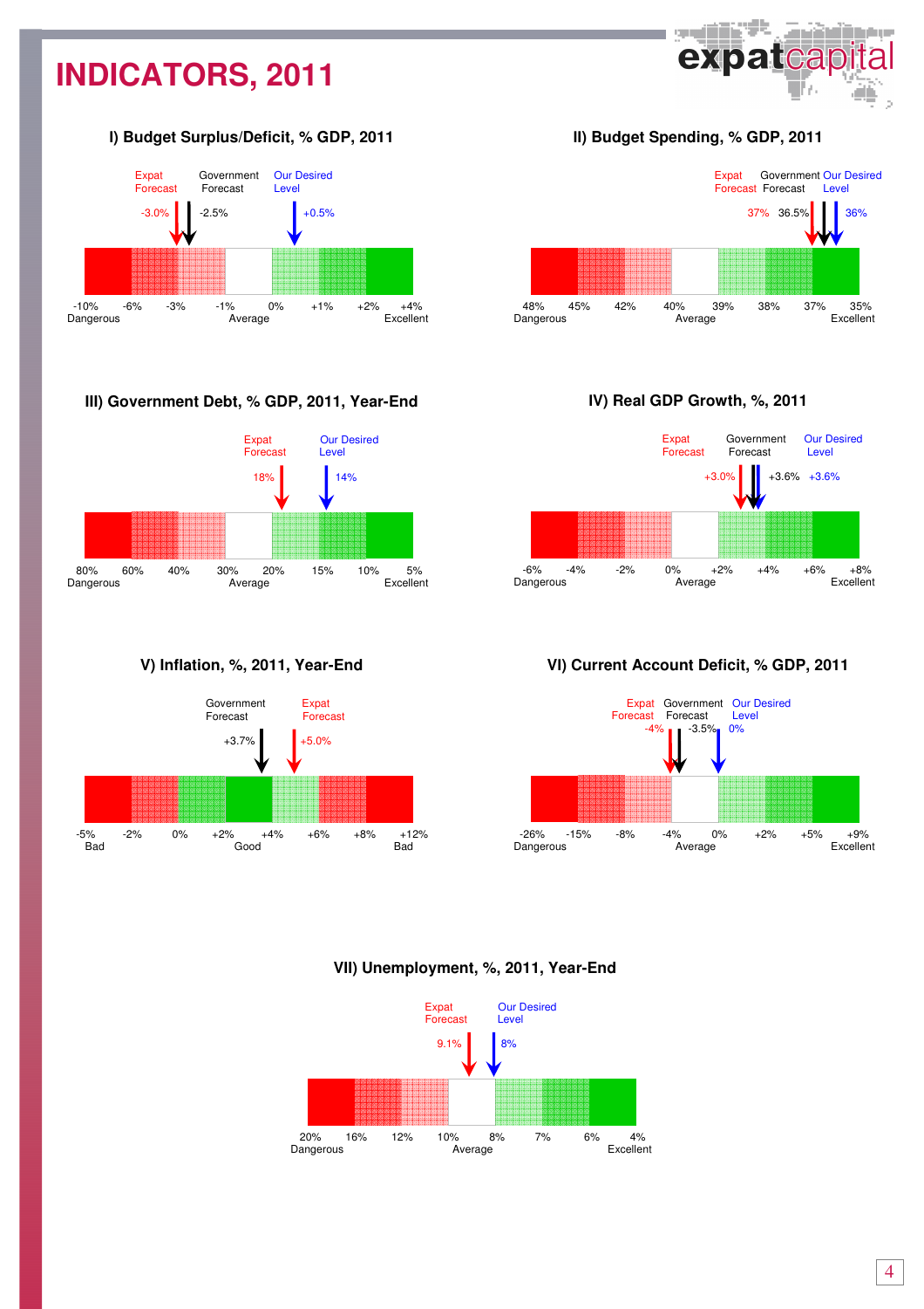# INDICATORS, 2011

### I) Budget Surplus/Deficit, % GDP, 2011

Expat Forecast: -3.0%
Government Forecast: -2.5%
Our Desired Level: +0.5%

-10% Dangerous | -6% | -3% | -1% Average | 0% | +1% | +2% | +4% Excellent

### II) Budget Spending, % GDP, 2011

Expat Forecast: 37%
Government Forecast: 36.5%
Our Desired Level: 36%

48% Dangerous | 45% | 42% | 40% Average | 39% | 38% | 37% | 35% Excellent

### III) Government Debt, % GDP, 2011, Year-End

Expat Forecast: 18%
Our Desired Level: 14%

80% Dangerous | 60% | 40% | 30% Average | 20% | 15% | 10% | 5% Excellent

### IV) Real GDP Growth, %, 2011

Expat Forecast: +3.0%
Government Forecast: +3.6%
Our Desired Level: +3.6%

-6% Dangerous | -4% | -2% | 0% Average | +2% | +4% | +6% | +8% Excellent

### V) Inflation, %, 2011, Year-End

Government Forecast: +3.7%
Expat Forecast: +5.0%

-5% Bad | -2% | 0% | +2% Good | +4% | +6% | +8% | +12% Bad

### VI) Current Account Deficit, % GDP, 2011

Expat Forecast: -4%
Government Forecast: -3.5%
Our Desired Level: 0%

-26% Dangerous | -15% | -8% | -4% Average | 0% | +2% | +5% | +9% Excellent

### VII) Unemployment, %, 2011, Year-End

Expat Forecast: 9.1%
Our Desired Level: 8%

20% Dangerous | 16% | 12% | 10% Average | 8% | 7% | 6% | 4% Excellent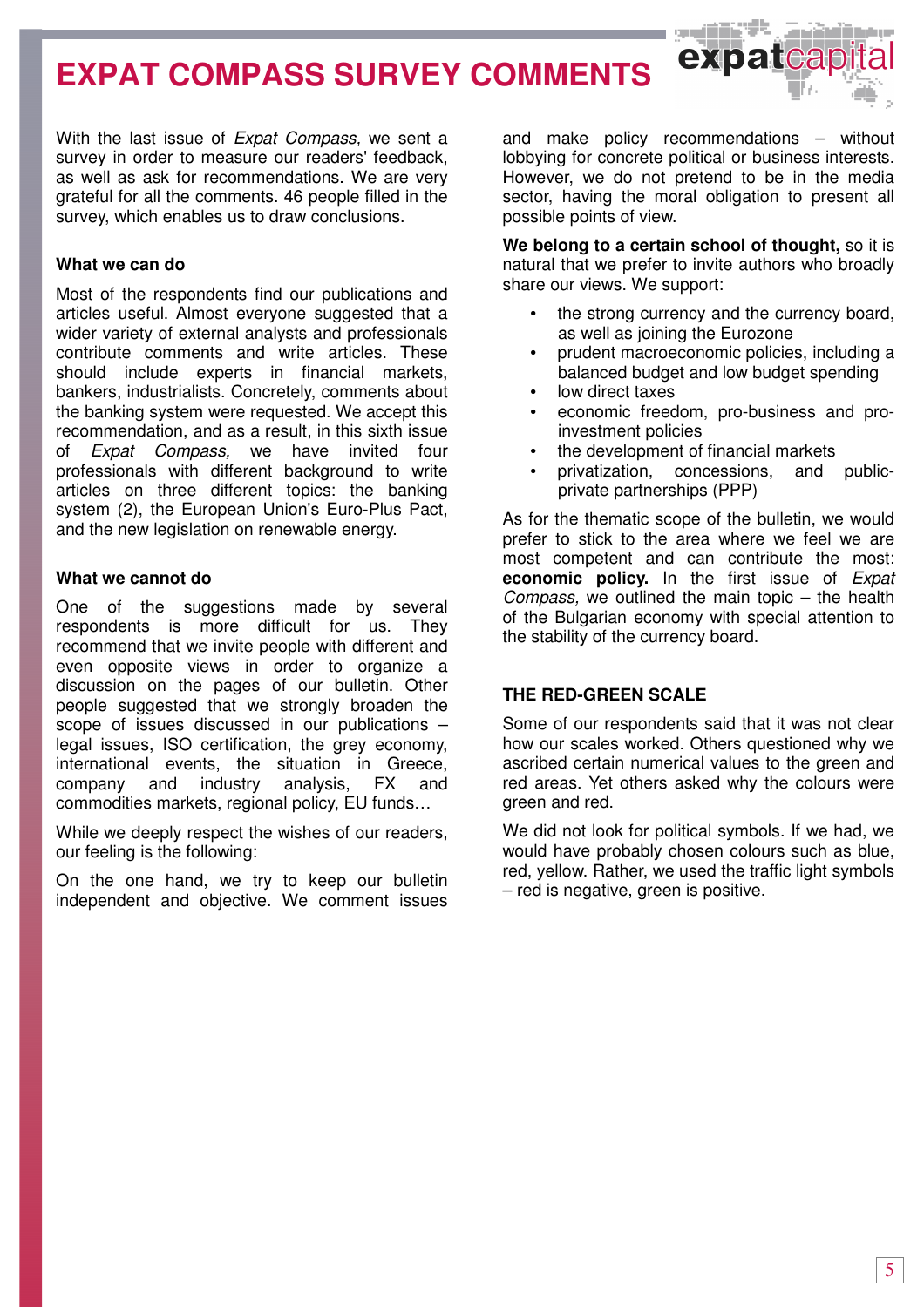# EXPAT COMPASS SURVEY COMMENTS

With the last issue of *Expat Compass,* we sent a survey in order to measure our readers' feedback, as well as ask for recommendations. We are very grateful for all the comments. 46 people filled in the survey, which enables us to draw conclusions.

### What we can do

Most of the respondents find our publications and articles useful. Almost everyone suggested that a wider variety of external analysts and professionals contribute comments and write articles. These should include experts in financial markets, bankers, industrialists. Concretely, comments about the banking system were requested. We accept this recommendation, and as a result, in this sixth issue of *Expat Compass,* we have invited four professionals with different background to write articles on three different topics: the banking system (2), the European Union's Euro-Plus Pact, and the new legislation on renewable energy.

### What we cannot do

One of the suggestions made by several respondents is more difficult for us. They recommend that we invite people with different and even opposite views in order to organize a discussion on the pages of our bulletin. Other people suggested that we strongly broaden the scope of issues discussed in our publications – legal issues, ISO certification, the grey economy, international events, the situation in Greece, company and industry analysis, FX and commodities markets, regional policy, EU funds…

While we deeply respect the wishes of our readers, our feeling is the following:

On the one hand, we try to keep our bulletin independent and objective. We comment issues and make policy recommendations – without lobbying for concrete political or business interests. However, we do not pretend to be in the media sector, having the moral obligation to present all possible points of view.

**We belong to a certain school of thought,** so it is natural that we prefer to invite authors who broadly share our views. We support:

- the strong currency and the currency board, as well as joining the Eurozone
- prudent macroeconomic policies, including a balanced budget and low budget spending
- low direct taxes
- economic freedom, pro-business and pro-investment policies
- the development of financial markets
- privatization, concessions, and public-private partnerships (PPP)

As for the thematic scope of the bulletin, we would prefer to stick to the area where we feel we are most competent and can contribute the most: **economic policy.** In the first issue of *Expat Compass,* we outlined the main topic – the health of the Bulgarian economy with special attention to the stability of the currency board.

## THE RED-GREEN SCALE

Some of our respondents said that it was not clear how our scales worked. Others questioned why we ascribed certain numerical values to the green and red areas. Yet others asked why the colours were green and red.

We did not look for political symbols. If we had, we would have probably chosen colours such as blue, red, yellow. Rather, we used the traffic light symbols – red is negative, green is positive.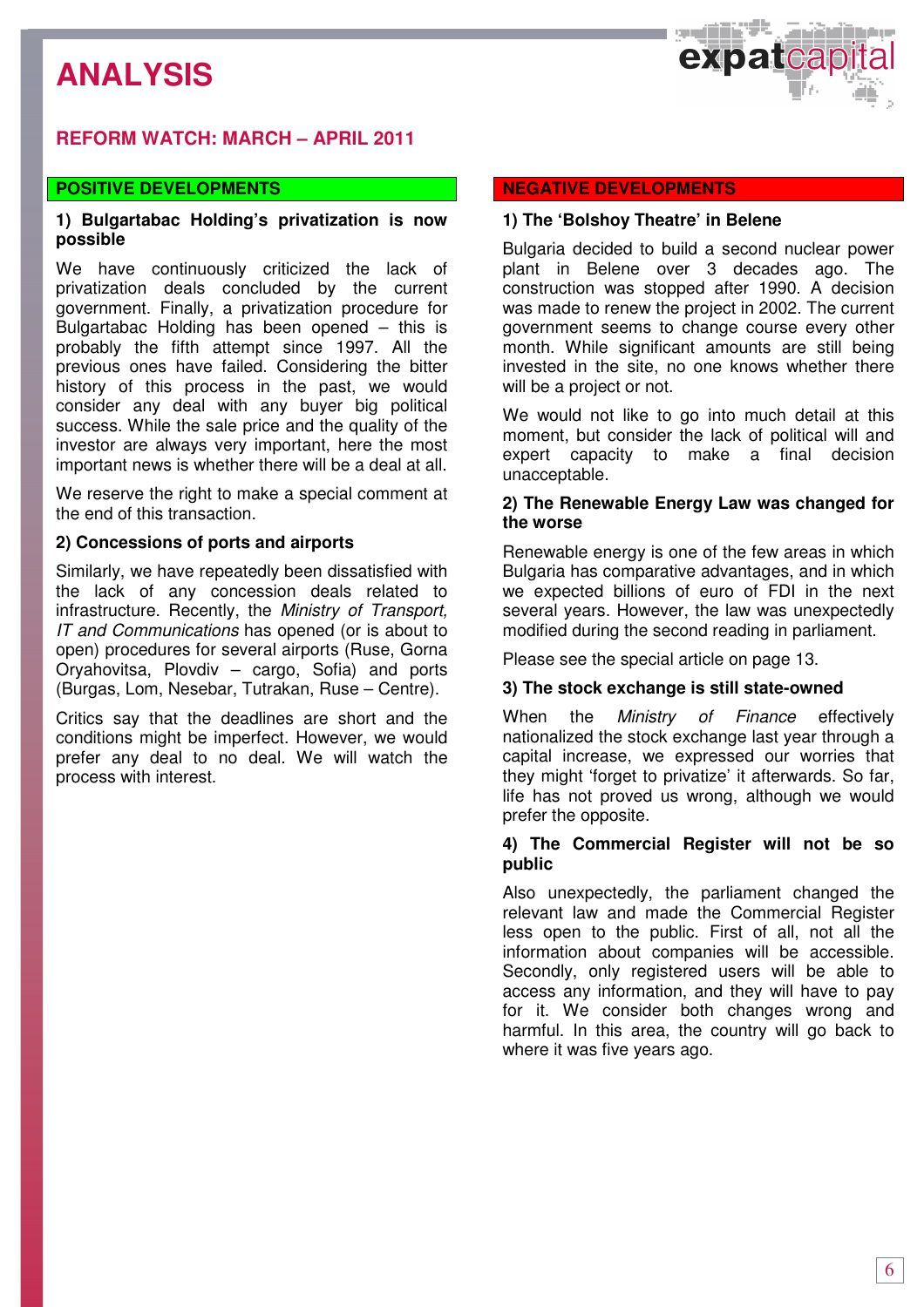# ANALYSIS

## REFORM WATCH: MARCH – APRIL 2011

### POSITIVE DEVELOPMENTS

**1) Bulgartabac Holding's privatization is now possible**

We have continuously criticized the lack of privatization deals concluded by the current government. Finally, a privatization procedure for Bulgartabac Holding has been opened – this is probably the fifth attempt since 1997. All the previous ones have failed. Considering the bitter history of this process in the past, we would consider any deal with any buyer big political success. While the sale price and the quality of the investor are always very important, here the most important news is whether there will be a deal at all.

We reserve the right to make a special comment at the end of this transaction.

**2) Concessions of ports and airports**

Similarly, we have repeatedly been dissatisfied with the lack of any concession deals related to infrastructure. Recently, the *Ministry of Transport, IT and Communications* has opened (or is about to open) procedures for several airports (Ruse, Gorna Oryahovitsa, Plovdiv – cargo, Sofia) and ports (Burgas, Lom, Nesebar, Tutrakan, Ruse – Centre).

Critics say that the deadlines are short and the conditions might be imperfect. However, we would prefer any deal to no deal. We will watch the process with interest.

### NEGATIVE DEVELOPMENTS

**1) The 'Bolshoy Theatre' in Belene**

Bulgaria decided to build a second nuclear power plant in Belene over 3 decades ago. The construction was stopped after 1990. A decision was made to renew the project in 2002. The current government seems to change course every other month. While significant amounts are still being invested in the site, no one knows whether there will be a project or not.

We would not like to go into much detail at this moment, but consider the lack of political will and expert capacity to make a final decision unacceptable.

**2) The Renewable Energy Law was changed for the worse**

Renewable energy is one of the few areas in which Bulgaria has comparative advantages, and in which we expected billions of euro of FDI in the next several years. However, the law was unexpectedly modified during the second reading in parliament.

Please see the special article on page 13.

**3) The stock exchange is still state-owned**

When the *Ministry of Finance* effectively nationalized the stock exchange last year through a capital increase, we expressed our worries that they might 'forget to privatize' it afterwards. So far, life has not proved us wrong, although we would prefer the opposite.

**4) The Commercial Register will not be so public**

Also unexpectedly, the parliament changed the relevant law and made the Commercial Register less open to the public. First of all, not all the information about companies will be accessible. Secondly, only registered users will be able to access any information, and they will have to pay for it. We consider both changes wrong and harmful. In this area, the country will go back to where it was five years ago.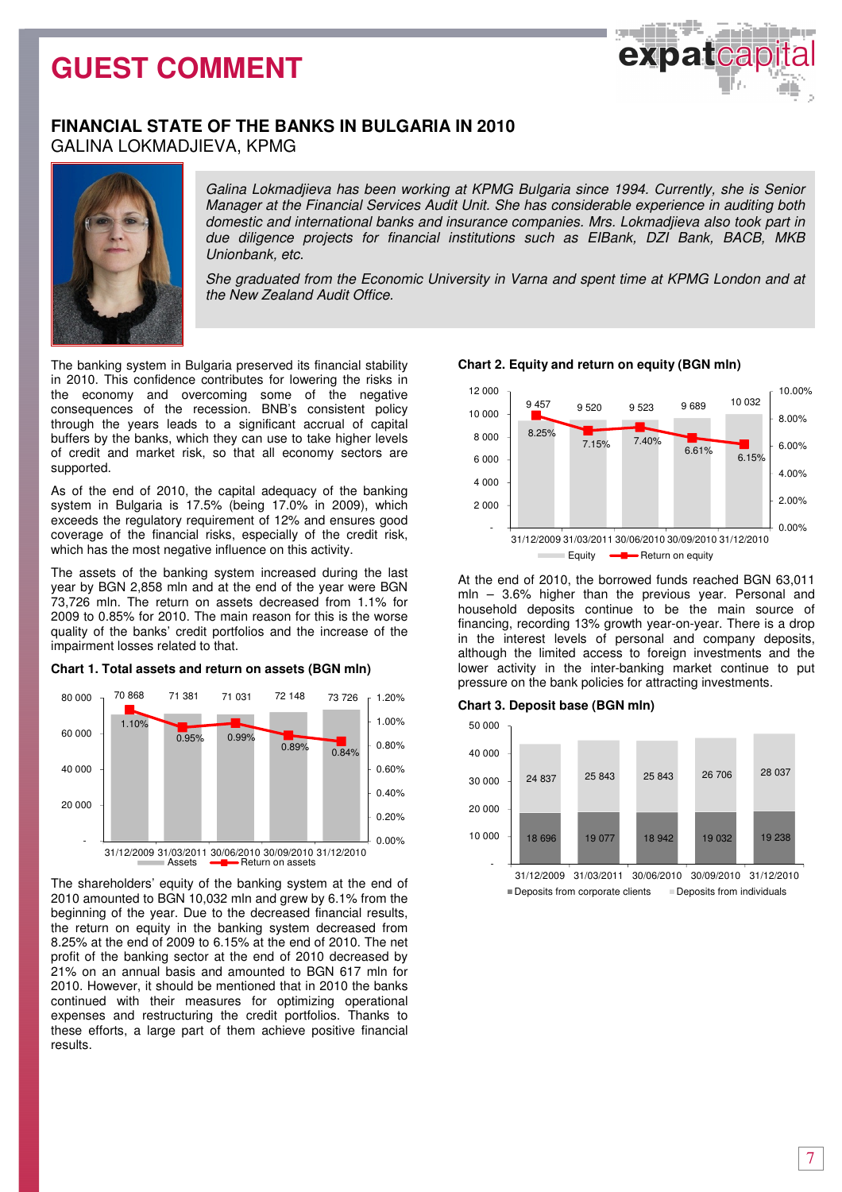# GUEST COMMENT

## FINANCIAL STATE OF THE BANKS IN BULGARIA IN 2010

GALINA LOKMADJIEVA, KPMG

*Galina Lokmadjieva has been working at KPMG Bulgaria since 1994. Currently, she is Senior Manager at the Financial Services Audit Unit. She has considerable experience in auditing both domestic and international banks and insurance companies. Mrs. Lokmadjieva also took part in due diligence projects for financial institutions such as EIBank, DZI Bank, BACB, MKB Unionbank, etc.*

*She graduated from the Economic University in Varna and spent time at KPMG London and at the New Zealand Audit Office.*

The banking system in Bulgaria preserved its financial stability in 2010. This confidence contributes for lowering the risks in the economy and overcoming some of the negative consequences of the recession. BNB's consistent policy through the years leads to a significant accrual of capital buffers by the banks, which they can use to take higher levels of credit and market risk, so that all economy sectors are supported.

As of the end of 2010, the capital adequacy of the banking system in Bulgaria is 17.5% (being 17.0% in 2009), which exceeds the regulatory requirement of 12% and ensures good coverage of the financial risks, especially of the credit risk, which has the most negative influence on this activity.

The assets of the banking system increased during the last year by BGN 2,858 mln and at the end of the year were BGN 73,726 mln. The return on assets decreased from 1.1% for 2009 to 0.85% for 2010. The main reason for this is the worse quality of the banks' credit portfolios and the increase of the impairment losses related to that.

**Chart 1. Total assets and return on assets (BGN mln)**

| Date | Assets | Return on assets |
|---|---|---|
| 31/12/2009 | 70 868 | 1.10% |
| 31/03/2011 | 71 381 | 0.95% |
| 30/06/2010 | 71 031 | 0.99% |
| 30/09/2010 | 72 148 | 0.89% |
| 31/12/2010 | 73 726 | 0.84% |

The shareholders' equity of the banking system at the end of 2010 amounted to BGN 10,032 mln and grew by 6.1% from the beginning of the year. Due to the decreased financial results, the return on equity in the banking system decreased from 8.25% at the end of 2009 to 6.15% at the end of 2010. The net profit of the banking sector at the end of 2010 decreased by 21% on an annual basis and amounted to BGN 617 mln for 2010. However, it should be mentioned that in 2010 the banks continued with their measures for optimizing operational expenses and restructuring the credit portfolios. Thanks to these efforts, a large part of them achieve positive financial results.

**Chart 2. Equity and return on equity (BGN mln)**

| Date | Equity | Return on equity |
|---|---|---|
| 31/12/2009 | 9 457 | 8.25% |
| 31/03/2011 | 9 520 | 7.15% |
| 30/06/2010 | 9 523 | 7.40% |
| 30/09/2010 | 9 689 | 6.61% |
| 31/12/2010 | 10 032 | 6.15% |

At the end of 2010, the borrowed funds reached BGN 63,011 mln – 3.6% higher than the previous year. Personal and household deposits continue to be the main source of financing, recording 13% growth year-on-year. There is a drop in the interest levels of personal and company deposits, although the limited access to foreign investments and the lower activity in the inter-banking market continue to put pressure on the bank policies for attracting investments.

**Chart 3. Deposit base (BGN mln)**

| Date | Deposits from corporate clients | Deposits from individuals |
|---|---|---|
| 31/12/2009 | 18 696 | 24 837 |
| 31/03/2011 | 19 077 | 25 843 |
| 30/06/2010 | 18 942 | 25 843 |
| 30/09/2010 | 19 032 | 26 706 |
| 31/12/2010 | 19 238 | 28 037 |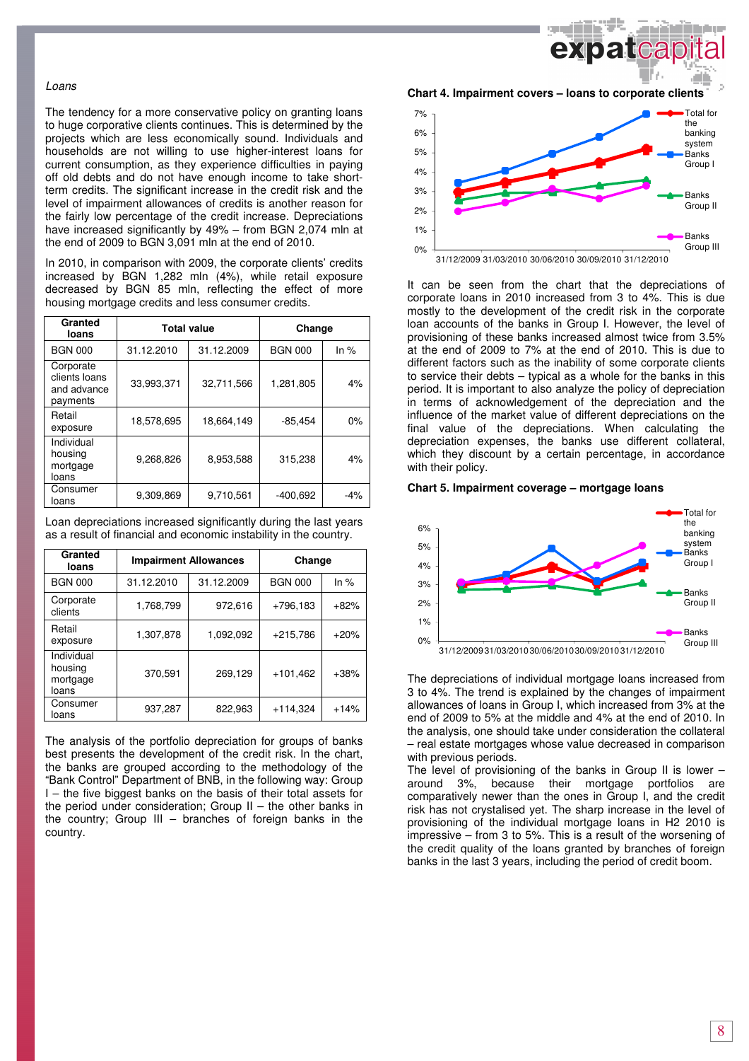*Loans*

The tendency for a more conservative policy on granting loans to huge corporative clients continues. This is determined by the projects which are less economically sound. Individuals and households are not willing to use higher-interest loans for current consumption, as they experience difficulties in paying off old debts and do not have enough income to take short-term credits. The significant increase in the credit risk and the level of impairment allowances of credits is another reason for the fairly low percentage of the credit increase. Depreciations have increased significantly by 49% – from BGN 2,074 mln at the end of 2009 to BGN 3,091 mln at the end of 2010.

In 2010, in comparison with 2009, the corporate clients' credits increased by BGN 1,282 mln (4%), while retail exposure decreased by BGN 85 mln, reflecting the effect of more housing mortgage credits and less consumer credits.

| Granted loans | Total value | | Change | |
|---|---|---|---|---|
| BGN 000 | 31.12.2010 | 31.12.2009 | BGN 000 | In % |
| Corporate clients loans and advance payments | 33,993,371 | 32,711,566 | 1,281,805 | 4% |
| Retail exposure | 18,578,695 | 18,664,149 | -85,454 | 0% |
| Individual housing mortgage loans | 9,268,826 | 8,953,588 | 315,238 | 4% |
| Consumer loans | 9,309,869 | 9,710,561 | -400,692 | -4% |

Loan depreciations increased significantly during the last years as a result of financial and economic instability in the country.

| Granted loans | Impairment Allowances | | Change | |
|---|---|---|---|---|
| BGN 000 | 31.12.2010 | 31.12.2009 | BGN 000 | In % |
| Corporate clients | 1,768,799 | 972,616 | +796,183 | +82% |
| Retail exposure | 1,307,878 | 1,092,092 | +215,786 | +20% |
| Individual housing mortgage loans | 370,591 | 269,129 | +101,462 | +38% |
| Consumer loans | 937,287 | 822,963 | +114,324 | +14% |

The analysis of the portfolio depreciation for groups of banks best presents the development of the credit risk. In the chart, the banks are grouped according to the methodology of the "Bank Control" Department of BNB, in the following way: Group I – the five biggest banks on the basis of their total assets for the period under consideration; Group II – the other banks in the country; Group III – branches of foreign banks in the country.

**Chart 4. Impairment covers – loans to corporate clients**

It can be seen from the chart that the depreciations of corporate loans in 2010 increased from 3 to 4%. This is due mostly to the development of the credit risk in the corporate loan accounts of the banks in Group I. However, the level of provisioning of these banks increased almost twice from 3.5% at the end of 2009 to 7% at the end of 2010. This is due to different factors such as the inability of some corporate clients to service their debts – typical as a whole for the banks in this period. It is important to also analyze the policy of depreciation in terms of acknowledgement of the depreciation and the influence of the market value of different depreciations on the final value of the depreciations. When calculating the depreciation expenses, the banks use different collateral, which they discount by a certain percentage, in accordance with their policy.

**Chart 5. Impairment coverage – mortgage loans**

The depreciations of individual mortgage loans increased from 3 to 4%. The trend is explained by the changes of impairment allowances of loans in Group I, which increased from 3% at the end of 2009 to 5% at the middle and 4% at the end of 2010. In the analysis, one should take under consideration the collateral – real estate mortgages whose value decreased in comparison with previous periods.

The level of provisioning of the banks in Group II is lower – around 3%, because their mortgage portfolios are comparatively newer than the ones in Group I, and the credit risk has not crystalised yet. The sharp increase in the level of provisioning of the individual mortgage loans in H2 2010 is impressive – from 3 to 5%. This is a result of the worsening of the credit quality of the loans granted by branches of foreign banks in the last 3 years, including the period of credit boom.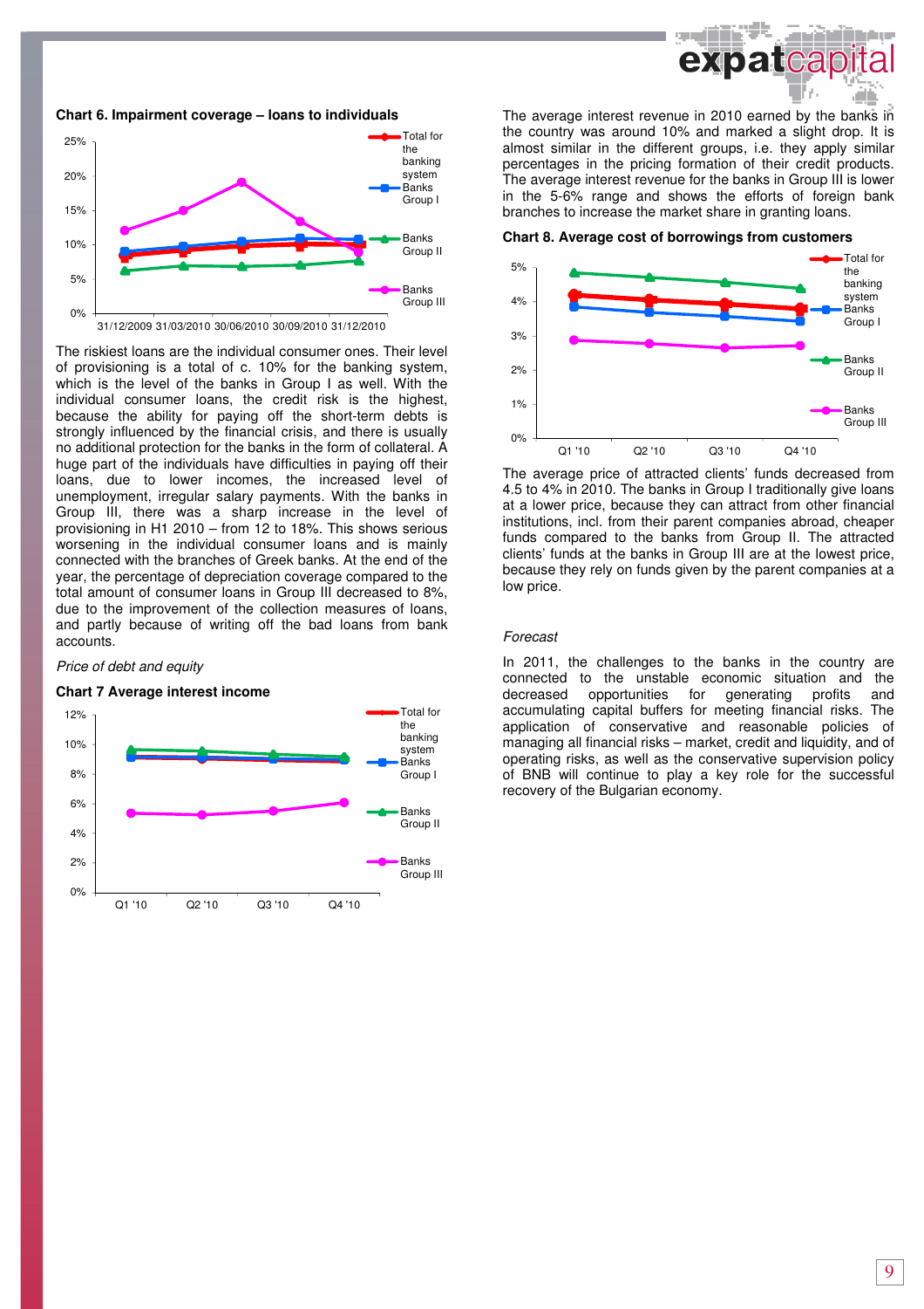**Chart 6. Impairment coverage – loans to individuals**

The riskiest loans are the individual consumer ones. Their level of provisioning is a total of c. 10% for the banking system, which is the level of the banks in Group I as well. With the individual consumer loans, the credit risk is the highest, because the ability for paying off the short-term debts is strongly influenced by the financial crisis, and there is usually no additional protection for the banks in the form of collateral. A huge part of the individuals have difficulties in paying off their loans, due to lower incomes, the increased level of unemployment, irregular salary payments. With the banks in Group III, there was a sharp increase in the level of provisioning in H1 2010 – from 12 to 18%. This shows serious worsening in the individual consumer loans and is mainly connected with the branches of Greek banks. At the end of the year, the percentage of depreciation coverage compared to the total amount of consumer loans in Group III decreased to 8%, due to the improvement of the collection measures of loans, and partly because of writing off the bad loans from bank accounts.

*Price of debt and equity*

**Chart 7 Average interest income**

The average interest revenue in 2010 earned by the banks in the country was around 10% and marked a slight drop. It is almost similar in the different groups, i.e. they apply similar percentages in the pricing formation of their credit products. The average interest revenue for the banks in Group III is lower in the 5-6% range and shows the efforts of foreign bank branches to increase the market share in granting loans.

**Chart 8. Average cost of borrowings from customers**

The average price of attracted clients' funds decreased from 4.5 to 4% in 2010. The banks in Group I traditionally give loans at a lower price, because they can attract from other financial institutions, incl. from their parent companies abroad, cheaper funds compared to the banks from Group II. The attracted clients' funds at the banks in Group III are at the lowest price, because they rely on funds given by the parent companies at a low price.

*Forecast*

In 2011, the challenges to the banks in the country are connected to the unstable economic situation and the decreased opportunities for generating profits and accumulating capital buffers for meeting financial risks. The application of conservative and reasonable policies of managing all financial risks – market, credit and liquidity, and of operating risks, as well as the conservative supervision policy of BNB will continue to play a key role for the successful recovery of the Bulgarian economy.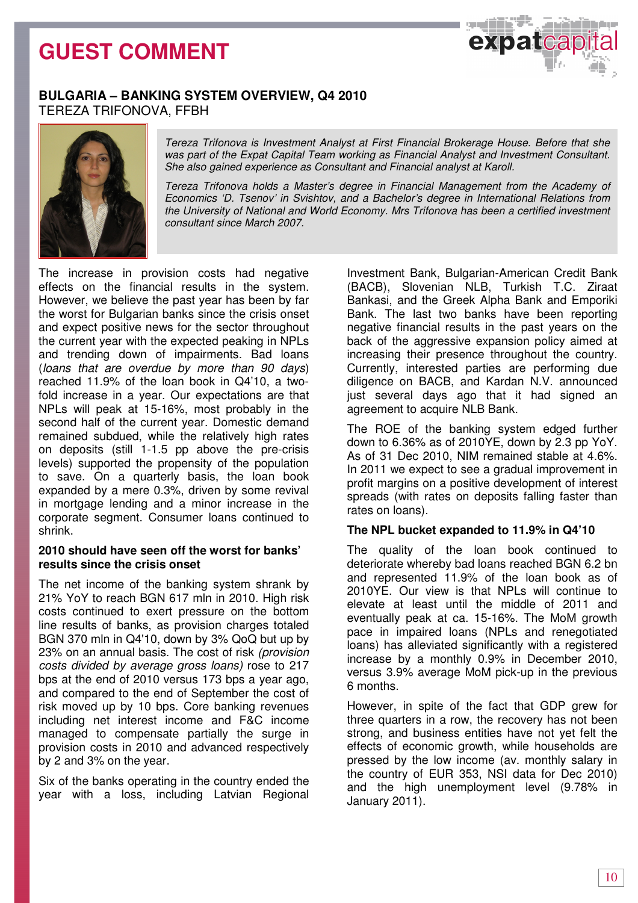# GUEST COMMENT

## BULGARIA – BANKING SYSTEM OVERVIEW, Q4 2010

TEREZA TRIFONOVA, FFBH

*Tereza Trifonova is Investment Analyst at First Financial Brokerage House. Before that she was part of the Expat Capital Team working as Financial Analyst and Investment Consultant. She also gained experience as Consultant and Financial analyst at Karoll.*

*Tereza Trifonova holds a Master's degree in Financial Management from the Academy of Economics 'D. Tsenov' in Svishtov, and a Bachelor's degree in International Relations from the University of National and World Economy. Mrs Trifonova has been a certified investment consultant since March 2007.*

The increase in provision costs had negative effects on the financial results in the system. However, we believe the past year has been by far the worst for Bulgarian banks since the crisis onset and expect positive news for the sector throughout the current year with the expected peaking in NPLs and trending down of impairments. Bad loans (*loans that are overdue by more than 90 days*) reached 11.9% of the loan book in Q4'10, a two-fold increase in a year. Our expectations are that NPLs will peak at 15-16%, most probably in the second half of the current year. Domestic demand remained subdued, while the relatively high rates on deposits (still 1-1.5 pp above the pre-crisis levels) supported the propensity of the population to save. On a quarterly basis, the loan book expanded by a mere 0.3%, driven by some revival in mortgage lending and a minor increase in the corporate segment. Consumer loans continued to shrink.

### 2010 should have seen off the worst for banks' results since the crisis onset

The net income of the banking system shrank by 21% YoY to reach BGN 617 mln in 2010. High risk costs continued to exert pressure on the bottom line results of banks, as provision charges totaled BGN 370 mln in Q4'10, down by 3% QoQ but up by 23% on an annual basis. The cost of risk *(provision costs divided by average gross loans)* rose to 217 bps at the end of 2010 versus 173 bps a year ago, and compared to the end of September the cost of risk moved up by 10 bps. Core banking revenues including net interest income and F&C income managed to compensate partially the surge in provision costs in 2010 and advanced respectively by 2 and 3% on the year.

Six of the banks operating in the country ended the year with a loss, including Latvian Regional Investment Bank, Bulgarian-American Credit Bank (BACB), Slovenian NLB, Turkish T.C. Ziraat Bankasi, and the Greek Alpha Bank and Emporiki Bank. The last two banks have been reporting negative financial results in the past years on the back of the aggressive expansion policy aimed at increasing their presence throughout the country. Currently, interested parties are performing due diligence on BACB, and Kardan N.V. announced just several days ago that it had signed an agreement to acquire NLB Bank.

The ROE of the banking system edged further down to 6.36% as of 2010YE, down by 2.3 pp YoY. As of 31 Dec 2010, NIM remained stable at 4.6%. In 2011 we expect to see a gradual improvement in profit margins on a positive development of interest spreads (with rates on deposits falling faster than rates on loans).

### The NPL bucket expanded to 11.9% in Q4'10

The quality of the loan book continued to deteriorate whereby bad loans reached BGN 6.2 bn and represented 11.9% of the loan book as of 2010YE. Our view is that NPLs will continue to elevate at least until the middle of 2011 and eventually peak at ca. 15-16%. The MoM growth pace in impaired loans (NPLs and renegotiated loans) has alleviated significantly with a registered increase by a monthly 0.9% in December 2010, versus 3.9% average MoM pick-up in the previous 6 months.

However, in spite of the fact that GDP grew for three quarters in a row, the recovery has not been strong, and business entities have not yet felt the effects of economic growth, while households are pressed by the low income (av. monthly salary in the country of EUR 353, NSI data for Dec 2010) and the high unemployment level (9.78% in January 2011).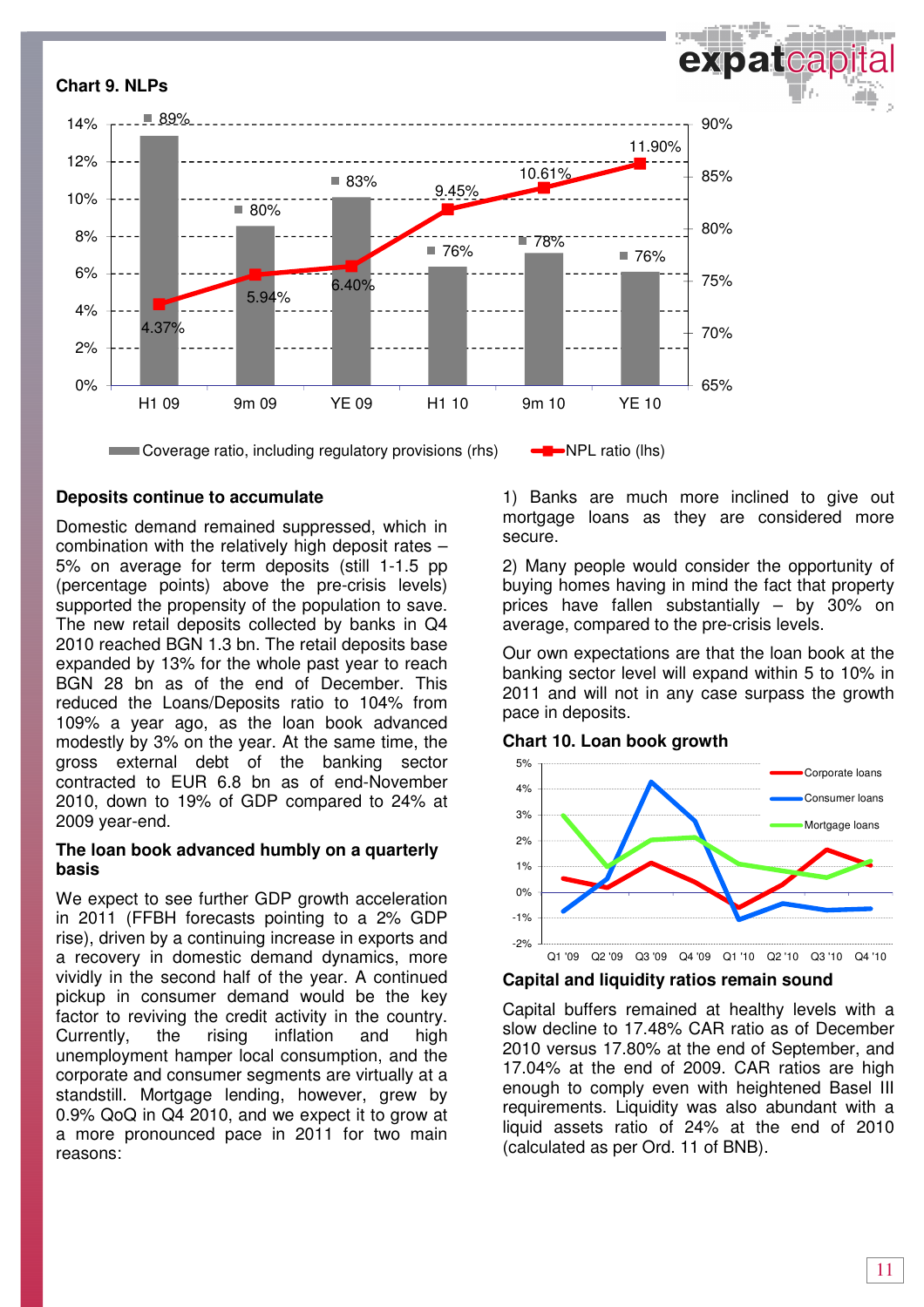**Chart 9. NLPs**

| | H1 09 | 9m 09 | YE 09 | H1 10 | 9m 10 | YE 10 |
|---|---|---|---|---|---|---|
| Coverage ratio, including regulatory provisions (rhs) | 89% | 80% | 83% | 76% | 78% | 76% |
| NPL ratio (lhs) | 4.37% | 5.94% | 6.40% | 9.45% | 10.61% | 11.90% |

## Deposits continue to accumulate

Domestic demand remained suppressed, which in combination with the relatively high deposit rates – 5% on average for term deposits (still 1-1.5 pp (percentage points) above the pre-crisis levels) supported the propensity of the population to save. The new retail deposits collected by banks in Q4 2010 reached BGN 1.3 bn. The retail deposits base expanded by 13% for the whole past year to reach BGN 28 bn as of the end of December. This reduced the Loans/Deposits ratio to 104% from 109% a year ago, as the loan book advanced modestly by 3% on the year. At the same time, the gross external debt of the banking sector contracted to EUR 6.8 bn as of end-November 2010, down to 19% of GDP compared to 24% at 2009 year-end.

## The loan book advanced humbly on a quarterly basis

We expect to see further GDP growth acceleration in 2011 (FFBH forecasts pointing to a 2% GDP rise), driven by a continuing increase in exports and a recovery in domestic demand dynamics, more vividly in the second half of the year. A continued pickup in consumer demand would be the key factor to reviving the credit activity in the country. Currently, the rising inflation and high unemployment hamper local consumption, and the corporate and consumer segments are virtually at a standstill. Mortgage lending, however, grew by 0.9% QoQ in Q4 2010, and we expect it to grow at a more pronounced pace in 2011 for two main reasons:

1) Banks are much more inclined to give out mortgage loans as they are considered more secure.

2) Many people would consider the opportunity of buying homes having in mind the fact that property prices have fallen substantially – by 30% on average, compared to the pre-crisis levels.

Our own expectations are that the loan book at the banking sector level will expand within 5 to 10% in 2011 and will not in any case surpass the growth pace in deposits.

**Chart 10. Loan book growth**

(Series: Corporate loans, Consumer loans, Mortgage loans; Q1 '09 – Q4 '10)

## Capital and liquidity ratios remain sound

Capital buffers remained at healthy levels with a slow decline to 17.48% CAR ratio as of December 2010 versus 17.80% at the end of September, and 17.04% at the end of 2009. CAR ratios are high enough to comply even with heightened Basel III requirements. Liquidity was also abundant with a liquid assets ratio of 24% at the end of 2010 (calculated as per Ord. 11 of BNB).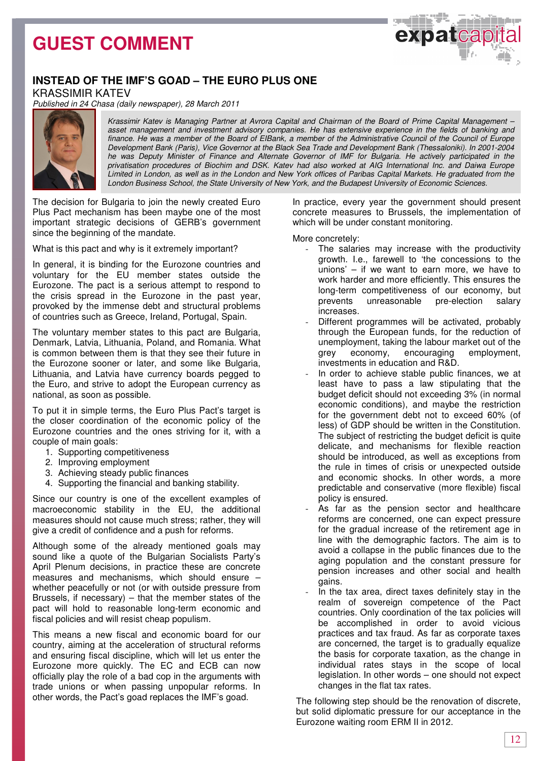# GUEST COMMENT

## INSTEAD OF THE IMF'S GOAD – THE EURO PLUS ONE

KRASSIMIR KATEV

*Published in 24 Chasa (daily newspaper), 28 March 2011*

*Krassimir Katev is Managing Partner at Avrora Capital and Chairman of the Board of Prime Capital Management – asset management and investment advisory companies. He has extensive experience in the fields of banking and finance. He was a member of the Board of EIBank, a member of the Administrative Council of the Council of Europe Development Bank (Paris), Vice Governor at the Black Sea Trade and Development Bank (Thessaloniki). In 2001-2004 he was Deputy Minister of Finance and Alternate Governor of IMF for Bulgaria. He actively participated in the privatisation procedures of Biochim and DSK. Katev had also worked at AIG International Inc. and Daiwa Europe Limited in London, as well as in the London and New York offices of Paribas Capital Markets. He graduated from the London Business School, the State University of New York, and the Budapest University of Economic Sciences.*

The decision for Bulgaria to join the newly created Euro Plus Pact mechanism has been maybe one of the most important strategic decisions of GERB's government since the beginning of the mandate.

What is this pact and why is it extremely important?

In general, it is binding for the Eurozone countries and voluntary for the EU member states outside the Eurozone. The pact is a serious attempt to respond to the crisis spread in the Eurozone in the past year, provoked by the immense debt and structural problems of countries such as Greece, Ireland, Portugal, Spain.

The voluntary member states to this pact are Bulgaria, Denmark, Latvia, Lithuania, Poland, and Romania. What is common between them is that they see their future in the Eurozone sooner or later, and some like Bulgaria, Lithuania, and Latvia have currency boards pegged to the Euro, and strive to adopt the European currency as national, as soon as possible.

To put it in simple terms, the Euro Plus Pact's target is the closer coordination of the economic policy of the Eurozone countries and the ones striving for it, with a couple of main goals:

1. Supporting competitiveness
2. Improving employment
3. Achieving steady public finances
4. Supporting the financial and banking stability.

Since our country is one of the excellent examples of macroeconomic stability in the EU, the additional measures should not cause much stress; rather, they will give a credit of confidence and a push for reforms.

Although some of the already mentioned goals may sound like a quote of the Bulgarian Socialists Party's April Plenum decisions, in practice these are concrete measures and mechanisms, which should ensure – whether peacefully or not (or with outside pressure from Brussels, if necessary) – that the member states of the pact will hold to reasonable long-term economic and fiscal policies and will resist cheap populism.

This means a new fiscal and economic board for our country, aiming at the acceleration of structural reforms and ensuring fiscal discipline, which will let us enter the Eurozone more quickly. The EC and ECB can now officially play the role of a bad cop in the arguments with trade unions or when passing unpopular reforms. In other words, the Pact's goad replaces the IMF's goad.

In practice, every year the government should present concrete measures to Brussels, the implementation of which will be under constant monitoring.

More concretely:

- The salaries may increase with the productivity growth. I.e., farewell to 'the concessions to the unions' – if we want to earn more, we have to work harder and more efficiently. This ensures the long-term competitiveness of our economy, but prevents unreasonable pre-election salary increases.
- Different programmes will be activated, probably through the European funds, for the reduction of unemployment, taking the labour market out of the grey economy, encouraging employment, investments in education and R&D.
- In order to achieve stable public finances, we at least have to pass a law stipulating that the budget deficit should not exceeding 3% (in normal economic conditions), and maybe the restriction for the government debt not to exceed 60% (of less) of GDP should be written in the Constitution. The subject of restricting the budget deficit is quite delicate, and mechanisms for flexible reaction should be introduced, as well as exceptions from the rule in times of crisis or unexpected outside and economic shocks. In other words, a more predictable and conservative (more flexible) fiscal policy is ensured.
- As far as the pension sector and healthcare reforms are concerned, one can expect pressure for the gradual increase of the retirement age in line with the demographic factors. The aim is to avoid a collapse in the public finances due to the aging population and the constant pressure for pension increases and other social and health gains.
- In the tax area, direct taxes definitely stay in the realm of sovereign competence of the Pact countries. Only coordination of the tax policies will be accomplished in order to avoid vicious practices and tax fraud. As far as corporate taxes are concerned, the target is to gradually equalize the basis for corporate taxation, as the change in individual rates stays in the scope of local legislation. In other words – one should not expect changes in the flat tax rates.

The following step should be the renovation of discrete, but solid diplomatic pressure for our acceptance in the Eurozone waiting room ERM II in 2012.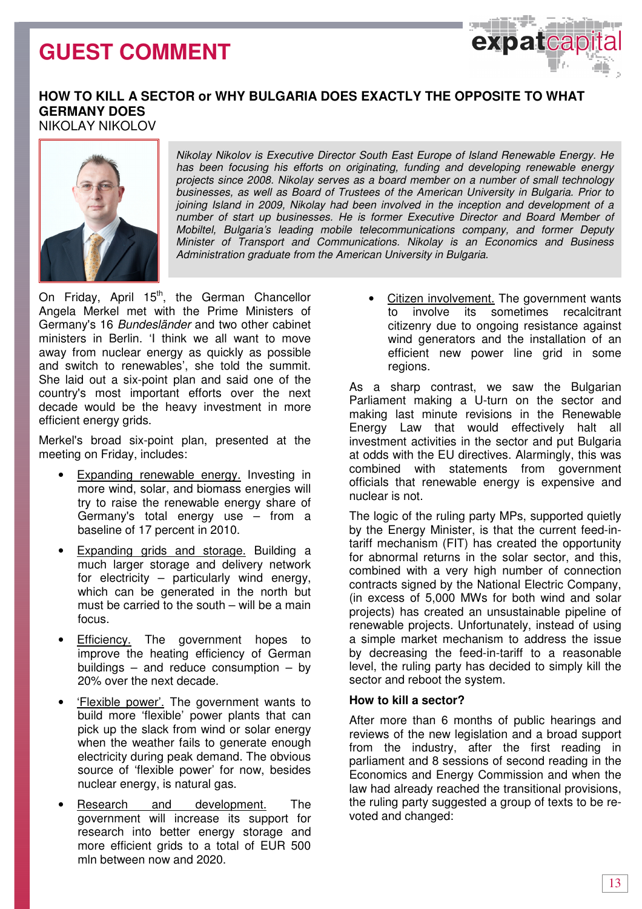# GUEST COMMENT

## HOW TO KILL A SECTOR or WHY BULGARIA DOES EXACTLY THE OPPOSITE TO WHAT GERMANY DOES

NIKOLAY NIKOLOV

*Nikolay Nikolov is Executive Director South East Europe of Island Renewable Energy. He has been focusing his efforts on originating, funding and developing renewable energy projects since 2008. Nikolay serves as a board member on a number of small technology businesses, as well as Board of Trustees of the American University in Bulgaria. Prior to joining Island in 2009, Nikolay had been involved in the inception and development of a number of start up businesses. He is former Executive Director and Board Member of Mobiltel, Bulgaria's leading mobile telecommunications company, and former Deputy Minister of Transport and Communications. Nikolay is an Economics and Business Administration graduate from the American University in Bulgaria.*

On Friday, April 15th, the German Chancellor Angela Merkel met with the Prime Ministers of Germany's 16 *Bundesländer* and two other cabinet ministers in Berlin. 'I think we all want to move away from nuclear energy as quickly as possible and switch to renewables', she told the summit. She laid out a six-point plan and said one of the country's most important efforts over the next decade would be the heavy investment in more efficient energy grids.

Merkel's broad six-point plan, presented at the meeting on Friday, includes:

- Expanding renewable energy. Investing in more wind, solar, and biomass energies will try to raise the renewable energy share of Germany's total energy use – from a baseline of 17 percent in 2010.
- Expanding grids and storage. Building a much larger storage and delivery network for electricity – particularly wind energy, which can be generated in the north but must be carried to the south – will be a main focus.
- Efficiency. The government hopes to improve the heating efficiency of German buildings – and reduce consumption – by 20% over the next decade.
- 'Flexible power'. The government wants to build more 'flexible' power plants that can pick up the slack from wind or solar energy when the weather fails to generate enough electricity during peak demand. The obvious source of 'flexible power' for now, besides nuclear energy, is natural gas.
- Research and development. The government will increase its support for research into better energy storage and more efficient grids to a total of EUR 500 mln between now and 2020.
- Citizen involvement. The government wants to involve its sometimes recalcitrant citizenry due to ongoing resistance against wind generators and the installation of an efficient new power line grid in some regions.

As a sharp contrast, we saw the Bulgarian Parliament making a U-turn on the sector and making last minute revisions in the Renewable Energy Law that would effectively halt all investment activities in the sector and put Bulgaria at odds with the EU directives. Alarmingly, this was combined with statements from government officials that renewable energy is expensive and nuclear is not.

The logic of the ruling party MPs, supported quietly by the Energy Minister, is that the current feed-in-tariff mechanism (FIT) has created the opportunity for abnormal returns in the solar sector, and this, combined with a very high number of connection contracts signed by the National Electric Company, (in excess of 5,000 MWs for both wind and solar projects) has created an unsustainable pipeline of renewable projects. Unfortunately, instead of using a simple market mechanism to address the issue by decreasing the feed-in-tariff to a reasonable level, the ruling party has decided to simply kill the sector and reboot the system.

### How to kill a sector?

After more than 6 months of public hearings and reviews of the new legislation and a broad support from the industry, after the first reading in parliament and 8 sessions of second reading in the Economics and Energy Commission and when the law had already reached the transitional provisions, the ruling party suggested a group of texts to be re-voted and changed: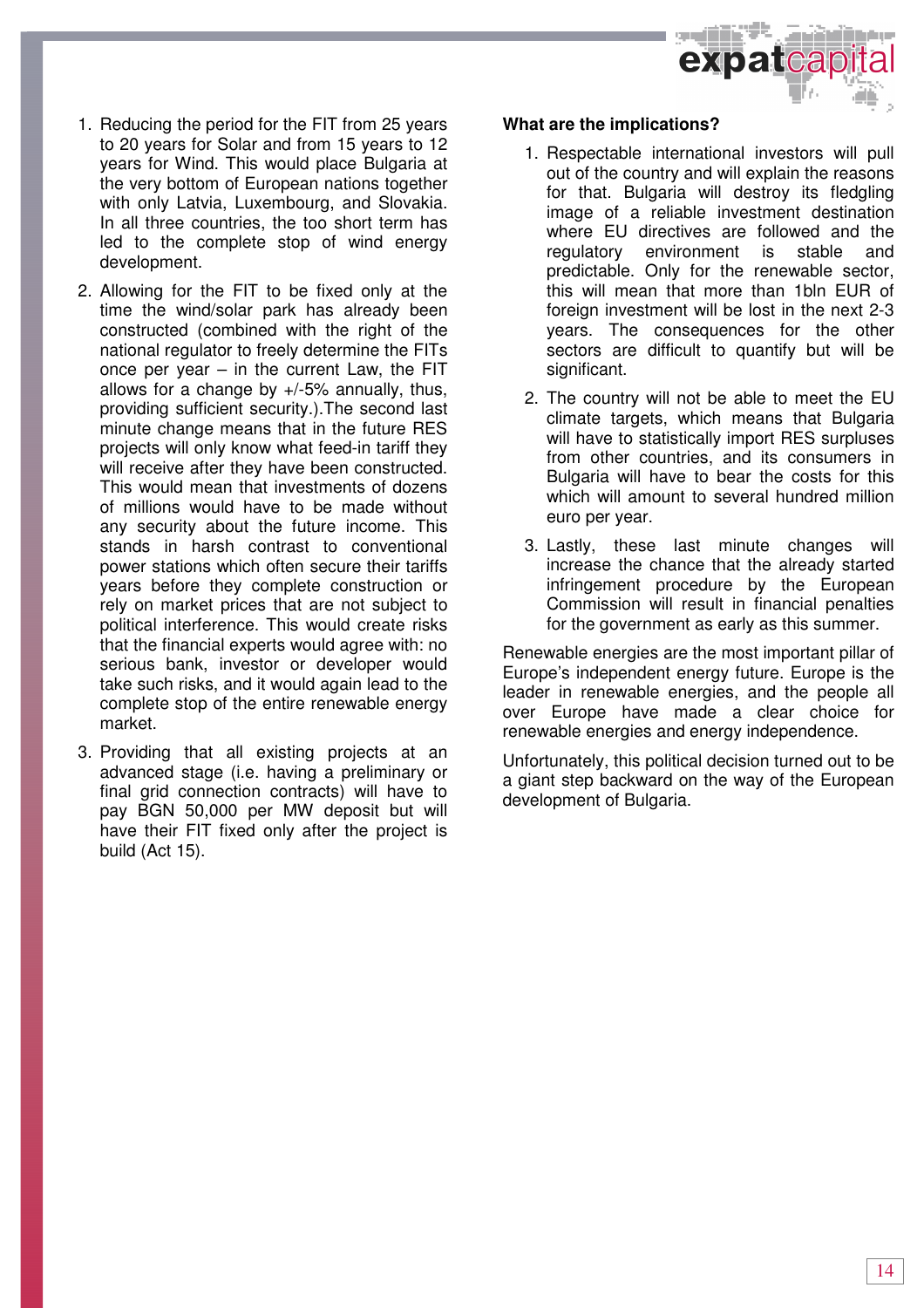1. Reducing the period for the FIT from 25 years to 20 years for Solar and from 15 years to 12 years for Wind. This would place Bulgaria at the very bottom of European nations together with only Latvia, Luxembourg, and Slovakia. In all three countries, the too short term has led to the complete stop of wind energy development.

2. Allowing for the FIT to be fixed only at the time the wind/solar park has already been constructed (combined with the right of the national regulator to freely determine the FITs once per year – in the current Law, the FIT allows for a change by +/-5% annually, thus, providing sufficient security.).The second last minute change means that in the future RES projects will only know what feed-in tariff they will receive after they have been constructed. This would mean that investments of dozens of millions would have to be made without any security about the future income. This stands in harsh contrast to conventional power stations which often secure their tariffs years before they complete construction or rely on market prices that are not subject to political interference. This would create risks that the financial experts would agree with: no serious bank, investor or developer would take such risks, and it would again lead to the complete stop of the entire renewable energy market.

3. Providing that all existing projects at an advanced stage (i.e. having a preliminary or final grid connection contracts) will have to pay BGN 50,000 per MW deposit but will have their FIT fixed only after the project is build (Act 15).

**What are the implications?**

1. Respectable international investors will pull out of the country and will explain the reasons for that. Bulgaria will destroy its fledgling image of a reliable investment destination where EU directives are followed and the regulatory environment is stable and predictable. Only for the renewable sector, this will mean that more than 1bln EUR of foreign investment will be lost in the next 2-3 years. The consequences for the other sectors are difficult to quantify but will be significant.

2. The country will not be able to meet the EU climate targets, which means that Bulgaria will have to statistically import RES surpluses from other countries, and its consumers in Bulgaria will have to bear the costs for this which will amount to several hundred million euro per year.

3. Lastly, these last minute changes will increase the chance that the already started infringement procedure by the European Commission will result in financial penalties for the government as early as this summer.

Renewable energies are the most important pillar of Europe's independent energy future. Europe is the leader in renewable energies, and the people all over Europe have made a clear choice for renewable energies and energy independence.

Unfortunately, this political decision turned out to be a giant step backward on the way of the European development of Bulgaria.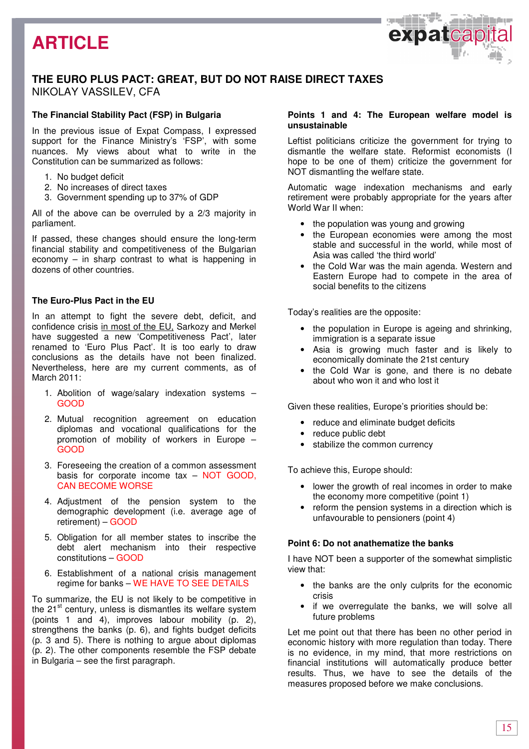# ARTICLE

## THE EURO PLUS PACT: GREAT, BUT DO NOT RAISE DIRECT TAXES

NIKOLAY VASSILEV, CFA

### The Financial Stability Pact (FSP) in Bulgaria

In the previous issue of Expat Compass, I expressed support for the Finance Ministry's 'FSP', with some nuances. My views about what to write in the Constitution can be summarized as follows:

1. No budget deficit
2. No increases of direct taxes
3. Government spending up to 37% of GDP

All of the above can be overruled by a 2/3 majority in parliament.

If passed, these changes should ensure the long-term financial stability and competitiveness of the Bulgarian economy – in sharp contrast to what is happening in dozens of other countries.

### The Euro-Plus Pact in the EU

In an attempt to fight the severe debt, deficit, and confidence crisis in most of the EU, Sarkozy and Merkel have suggested a new 'Competitiveness Pact', later renamed to 'Euro Plus Pact'. It is too early to draw conclusions as the details have not been finalized. Nevertheless, here are my current comments, as of March 2011:

1. Abolition of wage/salary indexation systems – GOOD
2. Mutual recognition agreement on education diplomas and vocational qualifications for the promotion of mobility of workers in Europe – GOOD
3. Foreseeing the creation of a common assessment basis for corporate income tax – NOT GOOD, CAN BECOME WORSE
4. Adjustment of the pension system to the demographic development (i.e. average age of retirement) – GOOD
5. Obligation for all member states to inscribe the debt alert mechanism into their respective constitutions – GOOD
6. Establishment of a national crisis management regime for banks – WE HAVE TO SEE DETAILS

To summarize, the EU is not likely to be competitive in the 21st century, unless is dismantles its welfare system (points 1 and 4), improves labour mobility (p. 2), strengthens the banks (p. 6), and fights budget deficits (p. 3 and 5). There is nothing to argue about diplomas (p. 2). The other components resemble the FSP debate in Bulgaria – see the first paragraph.

### Points 1 and 4: The European welfare model is unsustainable

Leftist politicians criticize the government for trying to dismantle the welfare state. Reformist economists (I hope to be one of them) criticize the government for NOT dismantling the welfare state.

Automatic wage indexation mechanisms and early retirement were probably appropriate for the years after World War II when:

- the population was young and growing
- the European economies were among the most stable and successful in the world, while most of Asia was called 'the third world'
- the Cold War was the main agenda. Western and Eastern Europe had to compete in the area of social benefits to the citizens

Today's realities are the opposite:

- the population in Europe is ageing and shrinking, immigration is a separate issue
- Asia is growing much faster and is likely to economically dominate the 21st century
- the Cold War is gone, and there is no debate about who won it and who lost it

Given these realities, Europe's priorities should be:

- reduce and eliminate budget deficits
- reduce public debt
- stabilize the common currency

To achieve this, Europe should:

- lower the growth of real incomes in order to make the economy more competitive (point 1)
- reform the pension systems in a direction which is unfavourable to pensioners (point 4)

### Point 6: Do not anathematize the banks

I have NOT been a supporter of the somewhat simplistic view that:

- the banks are the only culprits for the economic crisis
- if we overregulate the banks, we will solve all future problems

Let me point out that there has been no other period in economic history with more regulation than today. There is no evidence, in my mind, that more restrictions on financial institutions will automatically produce better results. Thus, we have to see the details of the measures proposed before we make conclusions.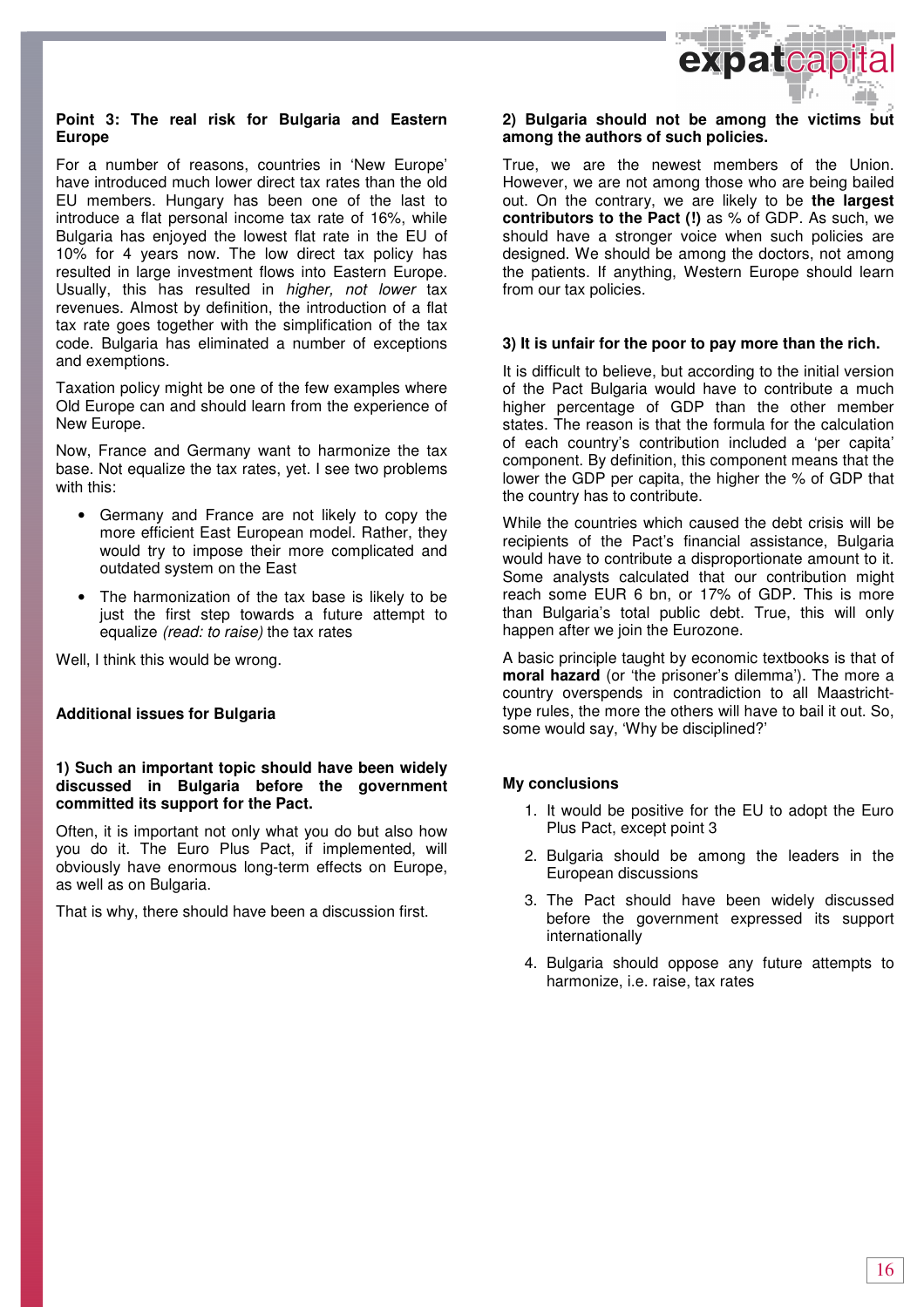### Point 3: The real risk for Bulgaria and Eastern Europe

For a number of reasons, countries in 'New Europe' have introduced much lower direct tax rates than the old EU members. Hungary has been one of the last to introduce a flat personal income tax rate of 16%, while Bulgaria has enjoyed the lowest flat rate in the EU of 10% for 4 years now. The low direct tax policy has resulted in large investment flows into Eastern Europe. Usually, this has resulted in *higher, not lower* tax revenues. Almost by definition, the introduction of a flat tax rate goes together with the simplification of the tax code. Bulgaria has eliminated a number of exceptions and exemptions.

Taxation policy might be one of the few examples where Old Europe can and should learn from the experience of New Europe.

Now, France and Germany want to harmonize the tax base. Not equalize the tax rates, yet. I see two problems with this:

- Germany and France are not likely to copy the more efficient East European model. Rather, they would try to impose their more complicated and outdated system on the East
- The harmonization of the tax base is likely to be just the first step towards a future attempt to equalize *(read: to raise)* the tax rates

Well, I think this would be wrong.

### Additional issues for Bulgaria

#### 1) Such an important topic should have been widely discussed in Bulgaria before the government committed its support for the Pact.

Often, it is important not only what you do but also how you do it. The Euro Plus Pact, if implemented, will obviously have enormous long-term effects on Europe, as well as on Bulgaria.

That is why, there should have been a discussion first.

#### 2) Bulgaria should not be among the victims but among the authors of such policies.

True, we are the newest members of the Union. However, we are not among those who are being bailed out. On the contrary, we are likely to be **the largest contributors to the Pact (!)** as % of GDP. As such, we should have a stronger voice when such policies are designed. We should be among the doctors, not among the patients. If anything, Western Europe should learn from our tax policies.

#### 3) It is unfair for the poor to pay more than the rich.

It is difficult to believe, but according to the initial version of the Pact Bulgaria would have to contribute a much higher percentage of GDP than the other member states. The reason is that the formula for the calculation of each country's contribution included a 'per capita' component. By definition, this component means that the lower the GDP per capita, the higher the % of GDP that the country has to contribute.

While the countries which caused the debt crisis will be recipients of the Pact's financial assistance, Bulgaria would have to contribute a disproportionate amount to it. Some analysts calculated that our contribution might reach some EUR 6 bn, or 17% of GDP. This is more than Bulgaria's total public debt. True, this will only happen after we join the Eurozone.

A basic principle taught by economic textbooks is that of **moral hazard** (or 'the prisoner's dilemma'). The more a country overspends in contradiction to all Maastricht-type rules, the more the others will have to bail it out. So, some would say, 'Why be disciplined?'

### My conclusions

1. It would be positive for the EU to adopt the Euro Plus Pact, except point 3
2. Bulgaria should be among the leaders in the European discussions
3. The Pact should have been widely discussed before the government expressed its support internationally
4. Bulgaria should oppose any future attempts to harmonize, i.e. raise, tax rates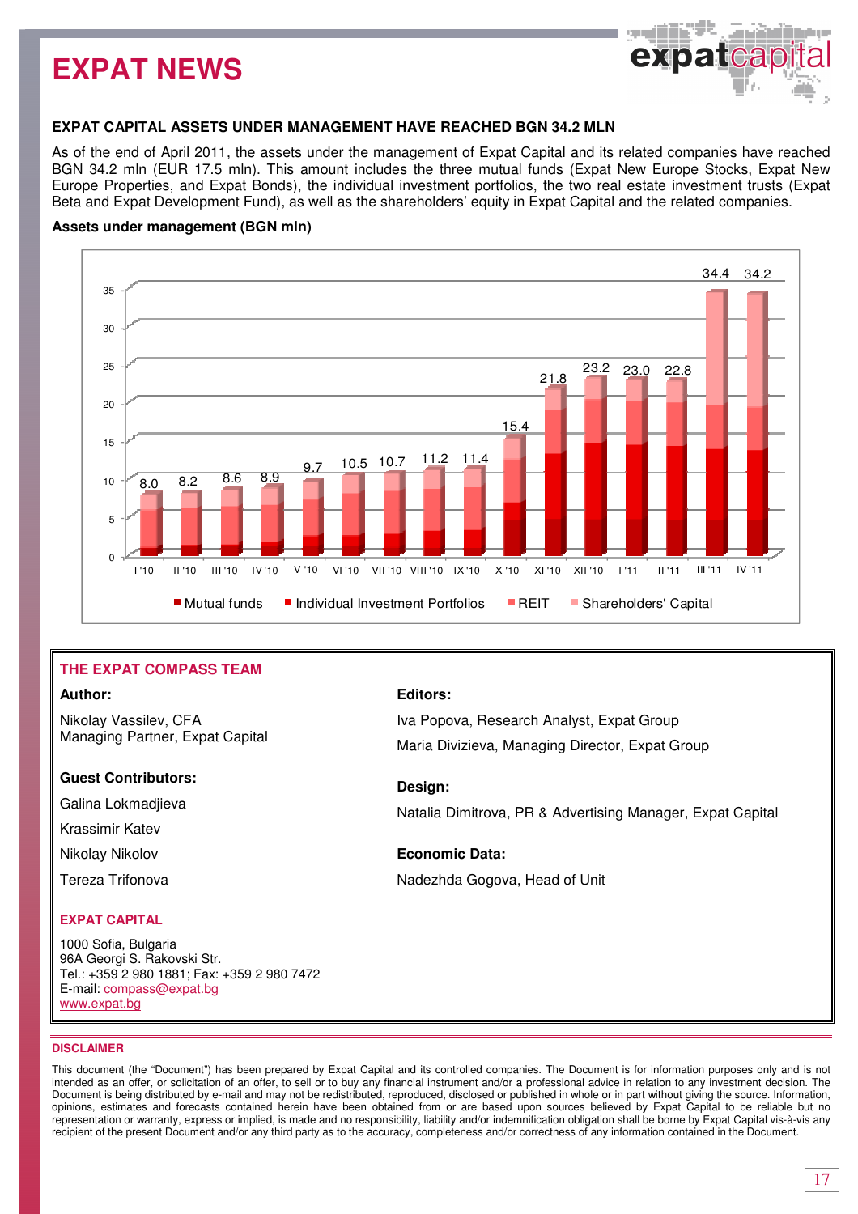# EXPAT NEWS

## EXPAT CAPITAL ASSETS UNDER MANAGEMENT HAVE REACHED BGN 34.2 MLN

As of the end of April 2011, the assets under the management of Expat Capital and its related companies have reached BGN 34.2 mln (EUR 17.5 mln). This amount includes the three mutual funds (Expat New Europe Stocks, Expat New Europe Properties, and Expat Bonds), the individual investment portfolios, the two real estate investment trusts (Expat Beta and Expat Development Fund), as well as the shareholders' equity in Expat Capital and the related companies.

**Assets under management (BGN mln)**

35
30
25
20
15
10
5
0

I '10: 8.0
II '10: 8.2
III '10: 8.6
IV '10: 8.9
V '10: 9.7
VI '10: 10.5
VII '10: 10.7
VIII '10: 11.2
IX '10: 11.4
X '10: 15.4
XI '10: 21.8
XII '10: 23.2
I '11: 23.0
II '11: 22.8
III '11: 34.4
IV '11: 34.2

Mutual funds | Individual Investment Portfolios | REIT | Shareholders' Capital

### THE EXPAT COMPASS TEAM

**Author:**

Nikolay Vassilev, CFA
Managing Partner, Expat Capital

**Guest Contributors:**

Galina Lokmadjieva

Krassimir Katev

Nikolay Nikolov

Tereza Trifonova

**Editors:**

Iva Popova, Research Analyst, Expat Group

Maria Divizieva, Managing Director, Expat Group

**Design:**

Natalia Dimitrova, PR & Advertising Manager, Expat Capital

**Economic Data:**

Nadezhda Gogova, Head of Unit

### EXPAT CAPITAL

1000 Sofia, Bulgaria
96A Georgi S. Rakovski Str.
Tel.: +359 2 980 1881; Fax: +359 2 980 7472
E-mail: compass@expat.bg
www.expat.bg

### DISCLAIMER

This document (the "Document") has been prepared by Expat Capital and its controlled companies. The Document is for information purposes only and is not intended as an offer, or solicitation of an offer, to sell or to buy any financial instrument and/or a professional advice in relation to any investment decision. The Document is being distributed by e-mail and may not be redistributed, reproduced, disclosed or published in whole or in part without giving the source. Information, opinions, estimates and forecasts contained herein have been obtained from or are based upon sources believed by Expat Capital to be reliable but no representation or warranty, express or implied, is made and no responsibility, liability and/or indemnification obligation shall be borne by Expat Capital vis-à-vis any recipient of the present Document and/or any third party as to the accuracy, completeness and/or correctness of any information contained in the Document.